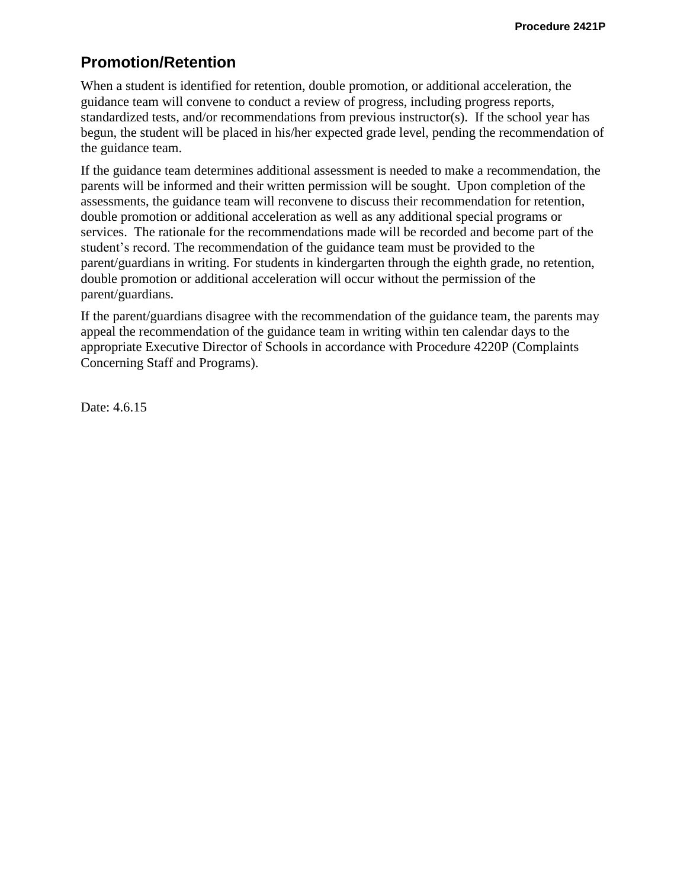**Procedure 2421P**

## Promotion/Retention

When a student is identified for retention, double promotion, or additional acceleration, the guidance team will convene to conduct a review of progress, including progress reports, standardized tests, and/or recommendations from previous instructor(s). If the school year has begun, the student will be placed in his/her expected grade level, pending the recommendation of the guidance team.

If the guidance team determines additional assessment is needed to make a recommendation, the parents will be informed and their written permission will be sought. Upon completion of the assessments, the guidance team will reconvene to discuss their recommendation for retention, double promotion or additional acceleration as well as any additional special programs or services. The rationale for the recommendations made will be recorded and become part of the student's record. The recommendation of the guidance team must be provided to the parent/guardians in writing. For students in kindergarten through the eighth grade, no retention, double promotion or additional acceleration will occur without the permission of the parent/guardians.

If the parent/guardians disagree with the recommendation of the guidance team, the parents may appeal the recommendation of the guidance team in writing within ten calendar days to the appropriate Executive Director of Schools in accordance with Procedure 4220P (Complaints Concerning Staff and Programs).

Date: 4.6.15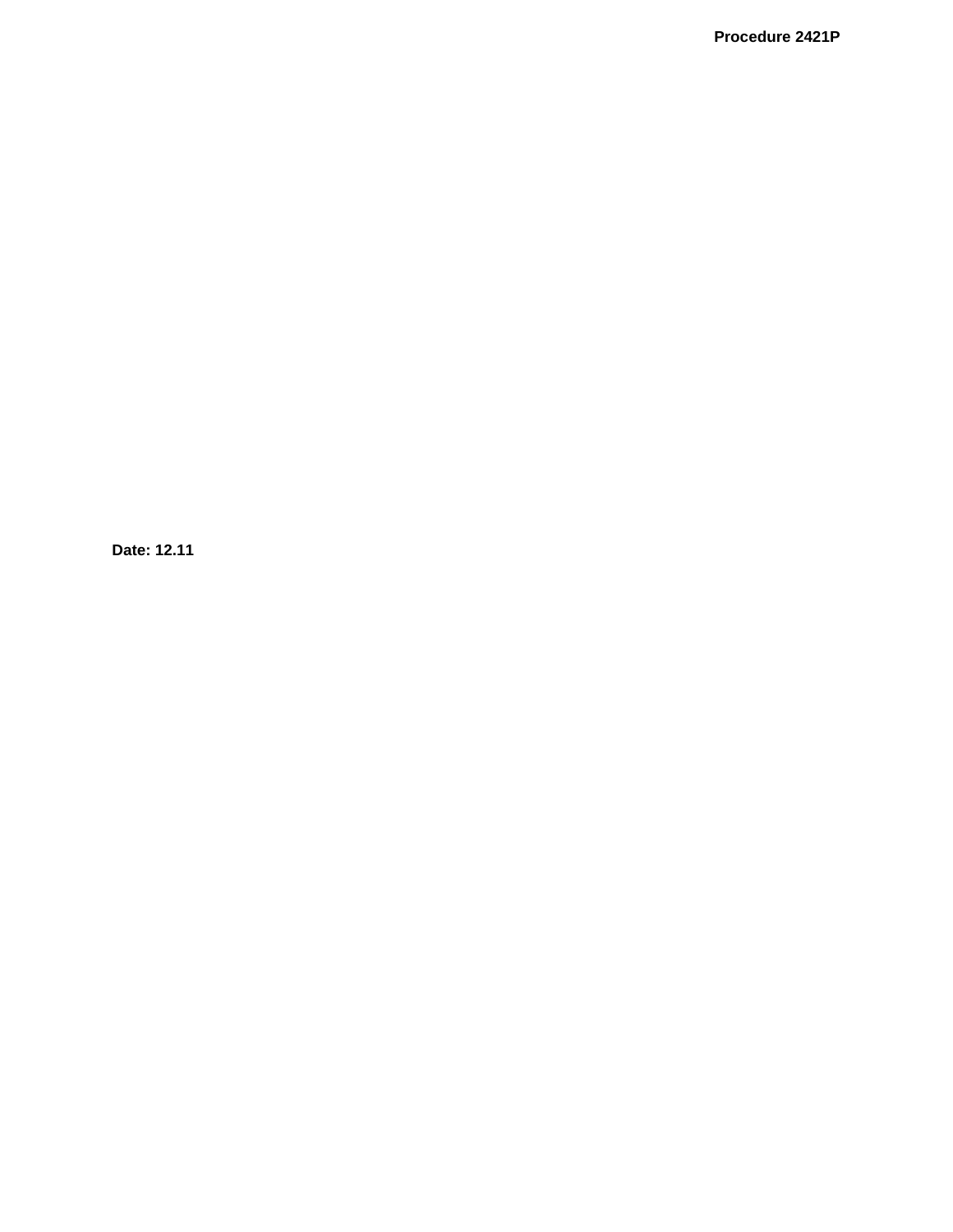**Date: 12.11**